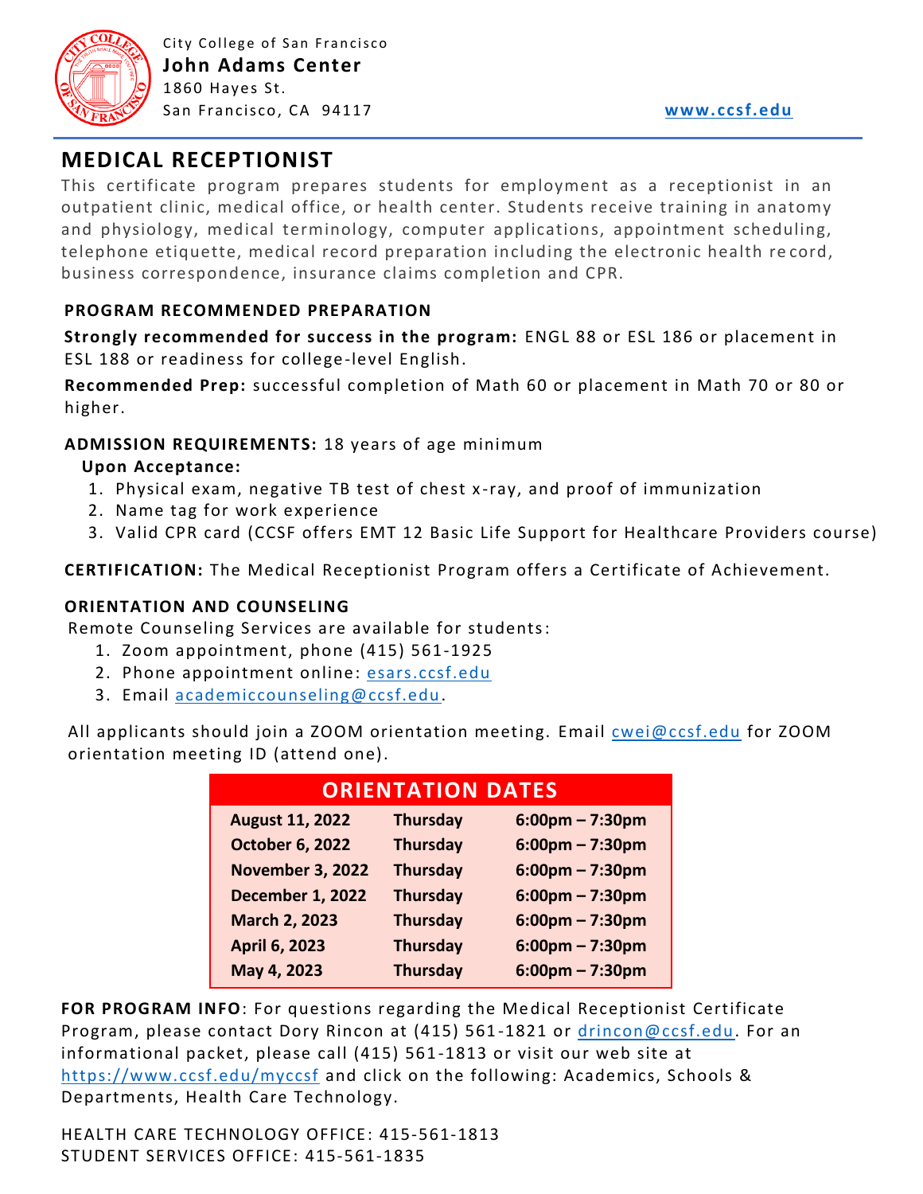City College of San Francisco
**John Adams Center**
1860 Hayes St.
San Francisco, CA 94117

www.ccsf.edu

# MEDICAL RECEPTIONIST

This certificate program prepares students for employment as a receptionist in an outpatient clinic, medical office, or health center. Students receive training in anatomy and physiology, medical terminology, computer applications, appointment scheduling, telephone etiquette, medical record preparation including the electronic health record, business correspondence, insurance claims completion and CPR.

**PROGRAM RECOMMENDED PREPARATION**

**Strongly recommended for success in the program:** ENGL 88 or ESL 186 or placement in ESL 188 or readiness for college-level English.

**Recommended Prep:** successful completion of Math 60 or placement in Math 70 or 80 or higher.

**ADMISSION REQUIREMENTS:** 18 years of age minimum

**Upon Acceptance:**

1. Physical exam, negative TB test of chest x-ray, and proof of immunization
2. Name tag for work experience
3. Valid CPR card (CCSF offers EMT 12 Basic Life Support for Healthcare Providers course)

**CERTIFICATION:** The Medical Receptionist Program offers a Certificate of Achievement.

**ORIENTATION AND COUNSELING**

Remote Counseling Services are available for students:

1. Zoom appointment, phone (415) 561-1925
2. Phone appointment online: esars.ccsf.edu
3. Email academiccounseling@ccsf.edu.

All applicants should join a ZOOM orientation meeting. Email cwei@ccsf.edu for ZOOM orientation meeting ID (attend one).

| ORIENTATION DATES | | |
|---|---|---|
| **August 11, 2022** | **Thursday** | **6:00pm – 7:30pm** |
| **October 6, 2022** | **Thursday** | **6:00pm – 7:30pm** |
| **November 3, 2022** | **Thursday** | **6:00pm – 7:30pm** |
| **December 1, 2022** | **Thursday** | **6:00pm – 7:30pm** |
| **March 2, 2023** | **Thursday** | **6:00pm – 7:30pm** |
| **April 6, 2023** | **Thursday** | **6:00pm – 7:30pm** |
| **May 4, 2023** | **Thursday** | **6:00pm – 7:30pm** |

**FOR PROGRAM INFO**: For questions regarding the Medical Receptionist Certificate Program, please contact Dory Rincon at (415) 561-1821 or drincon@ccsf.edu. For an informational packet, please call (415) 561-1813 or visit our web site at https://www.ccsf.edu/myccsf and click on the following: Academics, Schools & Departments, Health Care Technology.

HEALTH CARE TECHNOLOGY OFFICE: 415-561-1813
STUDENT SERVICES OFFICE: 415-561-1835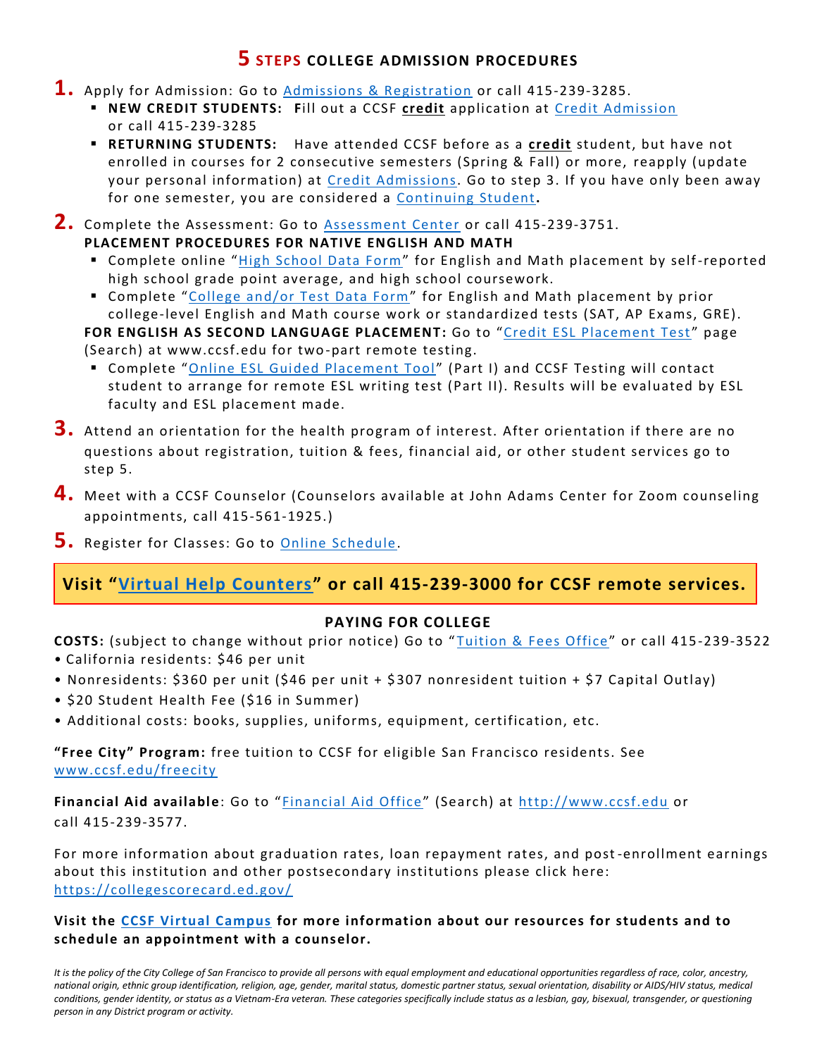# 5 STEPS COLLEGE ADMISSION PROCEDURES

1. Apply for Admission: Go to Admissions & Registration or call 415-239-3285.
   - **NEW CREDIT STUDENTS:** **F**ill out a CCSF **credit** application at Credit Admission or call 415-239-3285
   - **RETURNING STUDENTS:** Have attended CCSF before as a **credit** student, but have not enrolled in courses for 2 consecutive semesters (Spring & Fall) or more, reapply (update your personal information) at Credit Admissions. Go to step 3. If you have only been away for one semester, you are considered a Continuing Student**.**

2. Complete the Assessment: Go to Assessment Center or call 415-239-3751.
   **PLACEMENT PROCEDURES FOR NATIVE ENGLISH AND MATH**
   - Complete online "High School Data Form" for English and Math placement by self-reported high school grade point average, and high school coursework.
   - Complete "College and/or Test Data Form" for English and Math placement by prior college-level English and Math course work or standardized tests (SAT, AP Exams, GRE).

   **FOR ENGLISH AS SECOND LANGUAGE PLACEMENT:** Go to "Credit ESL Placement Test" page (Search) at www.ccsf.edu for two-part remote testing.
   - Complete "Online ESL Guided Placement Tool" (Part I) and CCSF Testing will contact student to arrange for remote ESL writing test (Part II). Results will be evaluated by ESL faculty and ESL placement made.

3. Attend an orientation for the health program of interest. After orientation if there are no questions about registration, tuition & fees, financial aid, or other student services go to step 5.

4. Meet with a CCSF Counselor (Counselors available at John Adams Center for Zoom counseling appointments, call 415-561-1925.)

5. Register for Classes: Go to Online Schedule.

**Visit "Virtual Help Counters" or call 415-239-3000 for CCSF remote services.**

## PAYING FOR COLLEGE

**COSTS:** (subject to change without prior notice) Go to "Tuition & Fees Office" or call 415-239-3522

- California residents: $46 per unit
- Nonresidents: $360 per unit ($46 per unit + $307 nonresident tuition + $7 Capital Outlay)
- $20 Student Health Fee ($16 in Summer)
- Additional costs: books, supplies, uniforms, equipment, certification, etc.

**"Free City" Program:** free tuition to CCSF for eligible San Francisco residents. See www.ccsf.edu/freecity

**Financial Aid available**: Go to "Financial Aid Office" (Search) at http://www.ccsf.edu or call 415-239-3577.

For more information about graduation rates, loan repayment rates, and post-enrollment earnings about this institution and other postsecondary institutions please click here: https://collegescorecard.ed.gov/

**Visit the CCSF Virtual Campus for more information about our resources for students and to schedule an appointment with a counselor.**

*It is the policy of the City College of San Francisco to provide all persons with equal employment and educational opportunities regardless of race, color, ancestry, national origin, ethnic group identification, religion, age, gender, marital status, domestic partner status, sexual orientation, disability or AIDS/HIV status, medical conditions, gender identity, or status as a Vietnam-Era veteran. These categories specifically include status as a lesbian, gay, bisexual, transgender, or questioning person in any District program or activity.*